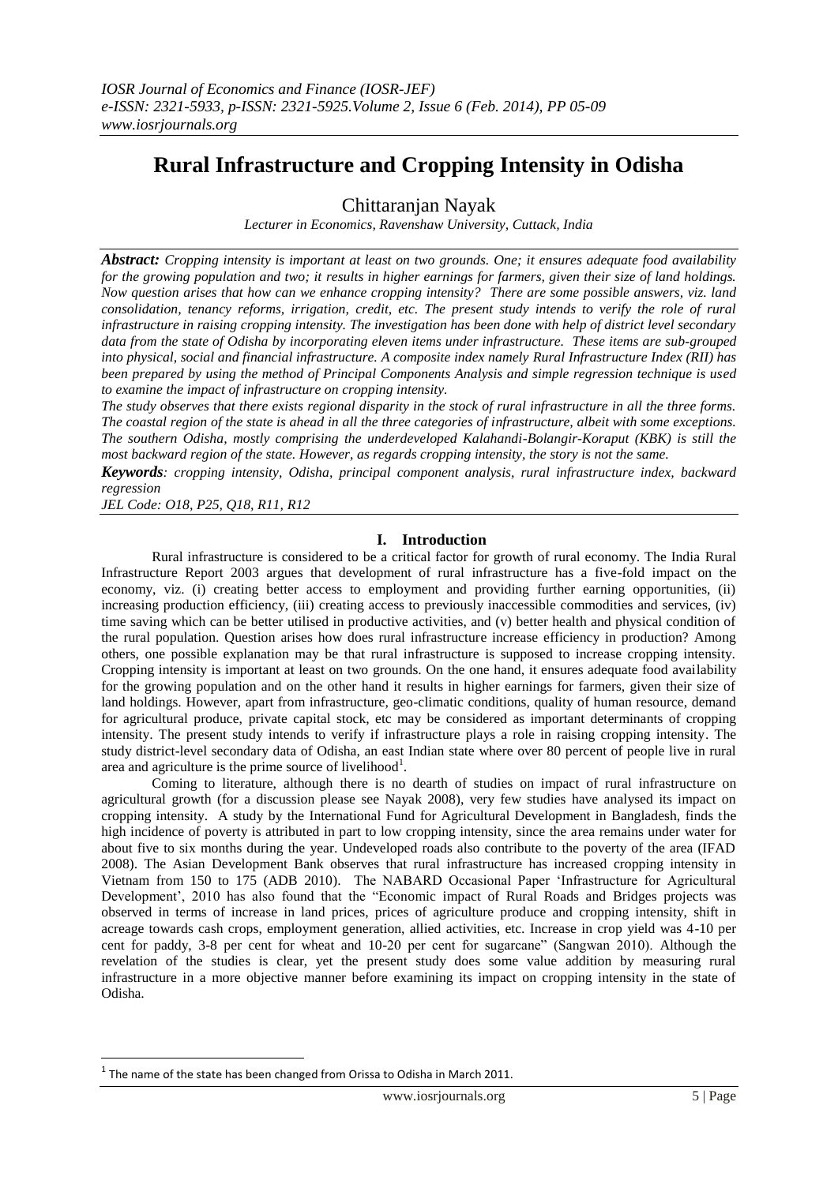# Rural Infrastructure and Cropping Intensity in Odisha

Chittaranjan Nayak

*Lecturer in Economics, Ravenshaw University, Cuttack, India*

***Abstract:*** *Cropping intensity is important at least on two grounds. One; it ensures adequate food availability for the growing population and two; it results in higher earnings for farmers, given their size of land holdings. Now question arises that how can we enhance cropping intensity? There are some possible answers, viz. land consolidation, tenancy reforms, irrigation, credit, etc. The present study intends to verify the role of rural infrastructure in raising cropping intensity. The investigation has been done with help of district level secondary data from the state of Odisha by incorporating eleven items under infrastructure. These items are sub-grouped into physical, social and financial infrastructure. A composite index namely Rural Infrastructure Index (RII) has been prepared by using the method of Principal Components Analysis and simple regression technique is used to examine the impact of infrastructure on cropping intensity.*

*The study observes that there exists regional disparity in the stock of rural infrastructure in all the three forms. The coastal region of the state is ahead in all the three categories of infrastructure, albeit with some exceptions. The southern Odisha, mostly comprising the underdeveloped Kalahandi-Bolangir-Koraput (KBK) is still the most backward region of the state. However, as regards cropping intensity, the story is not the same.*

***Keywords****: cropping intensity, Odisha, principal component analysis, rural infrastructure index, backward regression*

*JEL Code: O18, P25, Q18, R11, R12*

## I. Introduction

Rural infrastructure is considered to be a critical factor for growth of rural economy. The India Rural Infrastructure Report 2003 argues that development of rural infrastructure has a five-fold impact on the economy, viz. (i) creating better access to employment and providing further earning opportunities, (ii) increasing production efficiency, (iii) creating access to previously inaccessible commodities and services, (iv) time saving which can be better utilised in productive activities, and (v) better health and physical condition of the rural population. Question arises how does rural infrastructure increase efficiency in production? Among others, one possible explanation may be that rural infrastructure is supposed to increase cropping intensity. Cropping intensity is important at least on two grounds. On the one hand, it ensures adequate food availability for the growing population and on the other hand it results in higher earnings for farmers, given their size of land holdings. However, apart from infrastructure, geo-climatic conditions, quality of human resource, demand for agricultural produce, private capital stock, etc may be considered as important determinants of cropping intensity. The present study intends to verify if infrastructure plays a role in raising cropping intensity. The study district-level secondary data of Odisha, an east Indian state where over 80 percent of people live in rural area and agriculture is the prime source of livelihood[1].

Coming to literature, although there is no dearth of studies on impact of rural infrastructure on agricultural growth (for a discussion please see Nayak 2008), very few studies have analysed its impact on cropping intensity. A study by the International Fund for Agricultural Development in Bangladesh, finds the high incidence of poverty is attributed in part to low cropping intensity, since the area remains under water for about five to six months during the year. Undeveloped roads also contribute to the poverty of the area (IFAD 2008). The Asian Development Bank observes that rural infrastructure has increased cropping intensity in Vietnam from 150 to 175 (ADB 2010). The NABARD Occasional Paper 'Infrastructure for Agricultural Development', 2010 has also found that the "Economic impact of Rural Roads and Bridges projects was observed in terms of increase in land prices, prices of agriculture produce and cropping intensity, shift in acreage towards cash crops, employment generation, allied activities, etc. Increase in crop yield was 4-10 per cent for paddy, 3-8 per cent for wheat and 10-20 per cent for sugarcane" (Sangwan 2010). Although the revelation of the studies is clear, yet the present study does some value addition by measuring rural infrastructure in a more objective manner before examining its impact on cropping intensity in the state of Odisha.

---

[1] The name of the state has been changed from Orissa to Odisha in March 2011.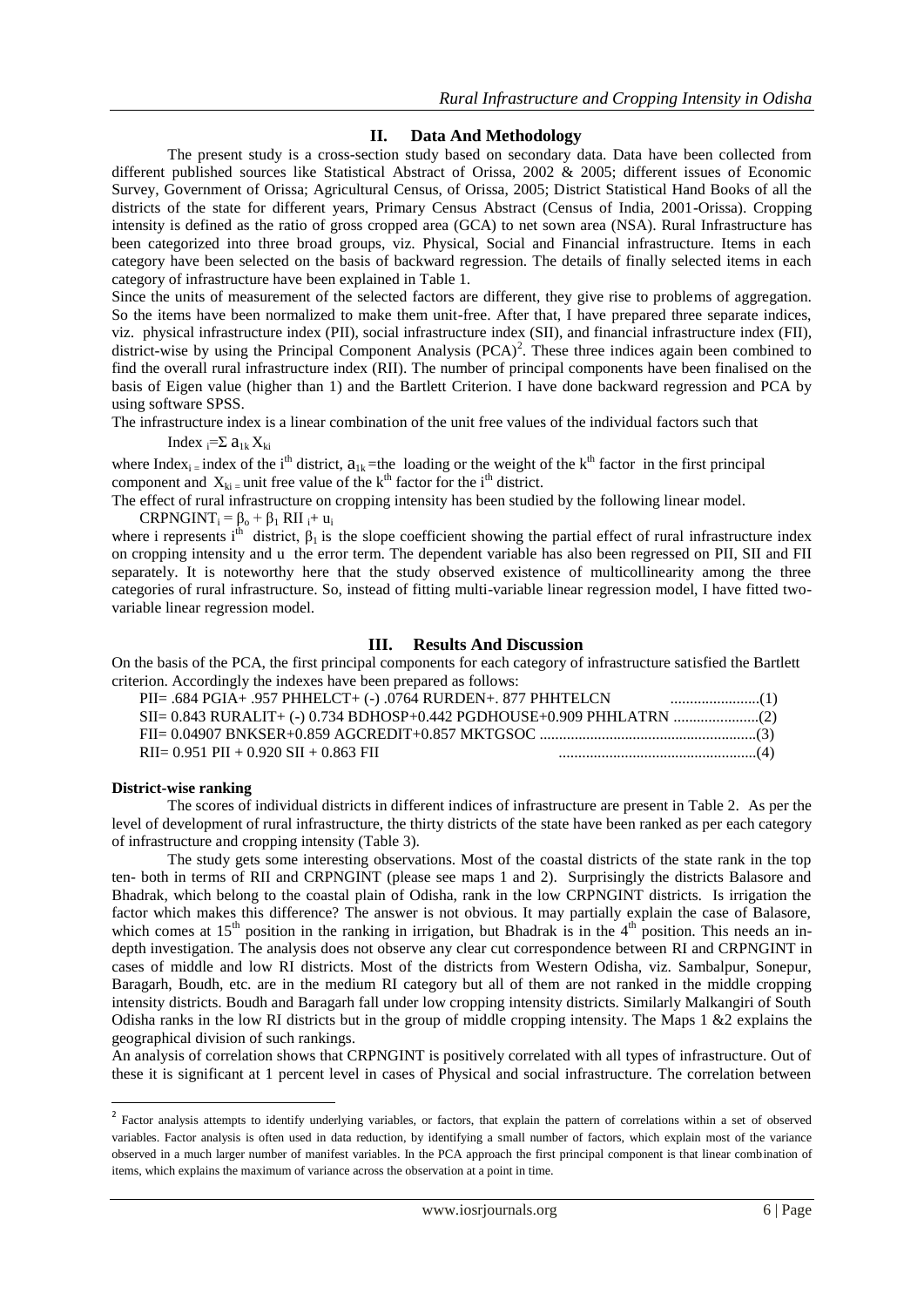## II. Data And Methodology

The present study is a cross-section study based on secondary data. Data have been collected from different published sources like Statistical Abstract of Orissa, 2002 & 2005; different issues of Economic Survey, Government of Orissa; Agricultural Census, of Orissa, 2005; District Statistical Hand Books of all the districts of the state for different years, Primary Census Abstract (Census of India, 2001-Orissa). Cropping intensity is defined as the ratio of gross cropped area (GCA) to net sown area (NSA). Rural Infrastructure has been categorized into three broad groups, viz. Physical, Social and Financial infrastructure. Items in each category have been selected on the basis of backward regression. The details of finally selected items in each category of infrastructure have been explained in Table 1.

Since the units of measurement of the selected factors are different, they give rise to problems of aggregation. So the items have been normalized to make them unit-free. After that, I have prepared three separate indices, viz. physical infrastructure index (PII), social infrastructure index (SII), and financial infrastructure index (FII), district-wise by using the Principal Component Analysis (PCA)[2]. These three indices again been combined to find the overall rural infrastructure index (RII). The number of principal components have been finalised on the basis of Eigen value (higher than 1) and the Bartlett Criterion. I have done backward regression and PCA by using software SPSS.

The infrastructure index is a linear combination of the unit free values of the individual factors such that

$$\text{Index}_i = \Sigma\, a_{1k} X_{ki}$$

where $\text{Index}_i$ = index of the $i^{th}$ district, $a_{1k}$ = the loading or the weight of the $k^{th}$ factor in the first principal component and $X_{ki}$ = unit free value of the $k^{th}$ factor for the $i^{th}$ district.

The effect of rural infrastructure on cropping intensity has been studied by the following linear model.

$$\text{CRPNGINT}_i = \beta_o + \beta_1\, \text{RII}_i + u_i$$

where i represents $i^{th}$ district, $\beta_1$ is the slope coefficient showing the partial effect of rural infrastructure index on cropping intensity and u the error term. The dependent variable has also been regressed on PII, SII and FII separately. It is noteworthy here that the study observed existence of multicollinearity among the three categories of rural infrastructure. So, instead of fitting multi-variable linear regression model, I have fitted two-variable linear regression model.

## III. Results And Discussion

On the basis of the PCA, the first principal components for each category of infrastructure satisfied the Bartlett criterion. Accordingly the indexes have been prepared as follows:

PII= .684 PGIA+ .957 PHHELCT+ (-) .0764 RURDEN+. 877 PHHTELCN .......................(1)

SII= 0.843 RURALIT+ (-) 0.734 BDHOSP+0.442 PGDHOUSE+0.909 PHHLATRN ......................(2)

FII= 0.04907 BNKSER+0.859 AGCREDIT+0.857 MKTGSOC ........................................................(3)

RII= 0.951 PII + 0.920 SII + 0.863 FII ...................................................(4)

**District-wise ranking**

The scores of individual districts in different indices of infrastructure are present in Table 2. As per the level of development of rural infrastructure, the thirty districts of the state have been ranked as per each category of infrastructure and cropping intensity (Table 3).

The study gets some interesting observations. Most of the coastal districts of the state rank in the top ten- both in terms of RII and CRPNGINT (please see maps 1 and 2). Surprisingly the districts Balasore and Bhadrak, which belong to the coastal plain of Odisha, rank in the low CRPNGINT districts. Is irrigation the factor which makes this difference? The answer is not obvious. It may partially explain the case of Balasore, which comes at 15th position in the ranking in irrigation, but Bhadrak is in the 4th position. This needs an in-depth investigation. The analysis does not observe any clear cut correspondence between RI and CRPNGINT in cases of middle and low RI districts. Most of the districts from Western Odisha, viz. Sambalpur, Sonepur, Baragarh, Boudh, etc. are in the medium RI category but all of them are not ranked in the middle cropping intensity districts. Boudh and Baragarh fall under low cropping intensity districts. Similarly Malkangiri of South Odisha ranks in the low RI districts but in the group of middle cropping intensity. The Maps 1 &2 explains the geographical division of such rankings.

An analysis of correlation shows that CRPNGINT is positively correlated with all types of infrastructure. Out of these it is significant at 1 percent level in cases of Physical and social infrastructure. The correlation between

---

[2] Factor analysis attempts to identify underlying variables, or factors, that explain the pattern of correlations within a set of observed variables. Factor analysis is often used in data reduction, by identifying a small number of factors, which explain most of the variance observed in a much larger number of manifest variables. In the PCA approach the first principal component is that linear combination of items, which explains the maximum of variance across the observation at a point in time.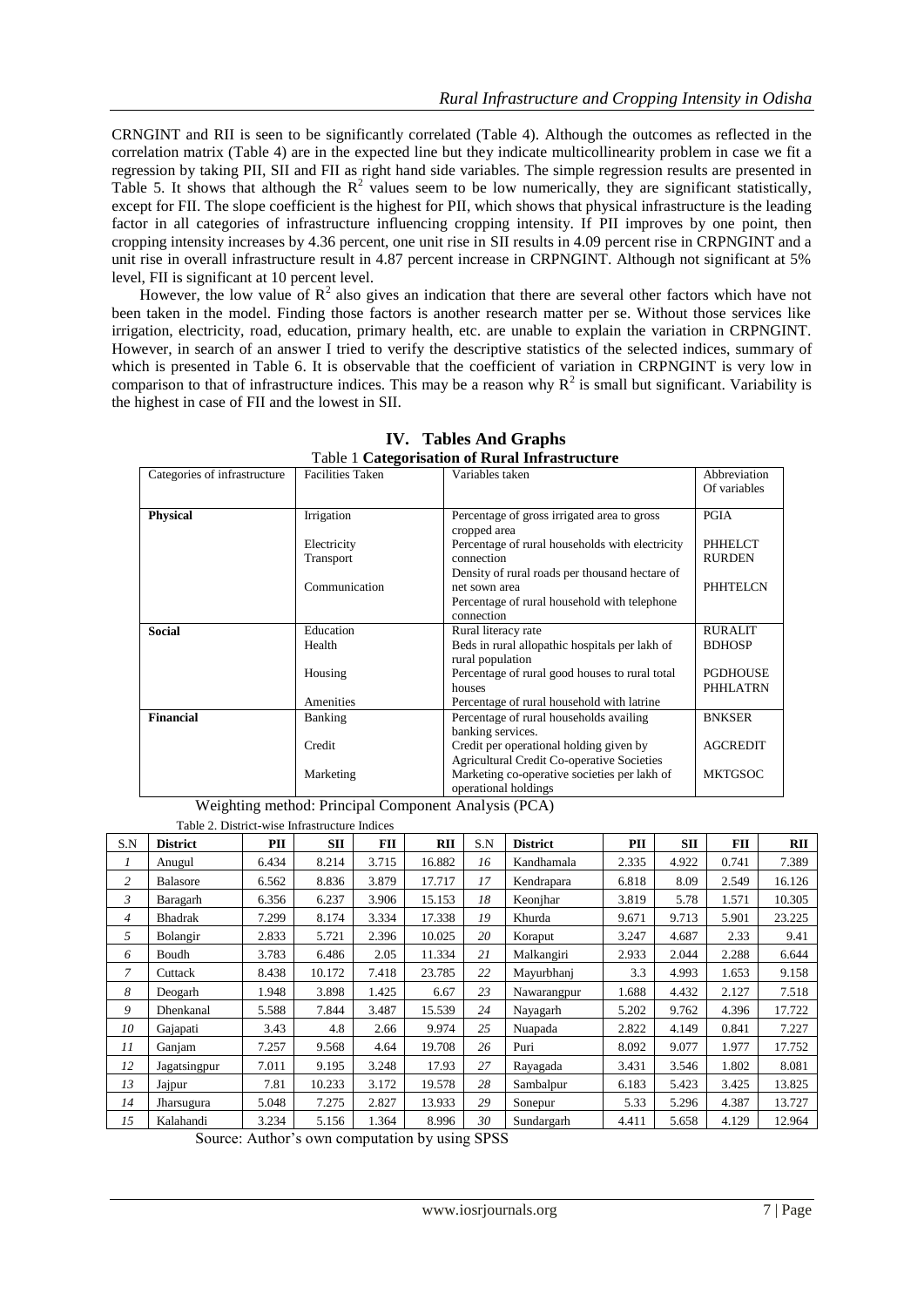CRNGINT and RII is seen to be significantly correlated (Table 4). Although the outcomes as reflected in the correlation matrix (Table 4) are in the expected line but they indicate multicollinearity problem in case we fit a regression by taking PII, SII and FII as right hand side variables. The simple regression results are presented in Table 5. It shows that although the $R^2$ values seem to be low numerically, they are significant statistically, except for FII. The slope coefficient is the highest for PII, which shows that physical infrastructure is the leading factor in all categories of infrastructure influencing cropping intensity. If PII improves by one point, then cropping intensity increases by 4.36 percent, one unit rise in SII results in 4.09 percent rise in CRPNGINT and a unit rise in overall infrastructure result in 4.87 percent increase in CRPNGINT. Although not significant at 5% level, FII is significant at 10 percent level.

However, the low value of $R^2$ also gives an indication that there are several other factors which have not been taken in the model. Finding those factors is another research matter per se. Without those services like irrigation, electricity, road, education, primary health, etc. are unable to explain the variation in CRPNGINT. However, in search of an answer I tried to verify the descriptive statistics of the selected indices, summary of which is presented in Table 6. It is observable that the coefficient of variation in CRPNGINT is very low in comparison to that of infrastructure indices. This may be a reason why $R^2$ is small but significant. Variability is the highest in case of FII and the lowest in SII.

# IV. Tables And Graphs

Table 1 **Categorisation of Rural Infrastructure**

| Categories of infrastructure | Facilities Taken | Variables taken | Abbreviation Of variables |
|---|---|---|---|
| **Physical** | Irrigation | Percentage of gross irrigated area to gross cropped area | PGIA |
| | Electricity | Percentage of rural households with electricity connection | PHHELCT |
| | Transport | Density of rural roads per thousand hectare of net sown area | RURDEN |
| | Communication | Percentage of rural household with telephone connection | PHHTELCN |
| **Social** | Education | Rural literacy rate | RURALIT |
| | Health | Beds in rural allopathic hospitals per lakh of rural population | BDHOSP |
| | Housing | Percentage of rural good houses to rural total houses | PGDHOUSE |
| | Amenities | Percentage of rural household with latrine | PHHLATRN |
| **Financial** | Banking | Percentage of rural households availing banking services. | BNKSER |
| | Credit | Credit per operational holding given by Agricultural Credit Co-operative Societies | AGCREDIT |
| | Marketing | Marketing co-operative societies per lakh of operational holdings | MKTGSOC |

Weighting method: Principal Component Analysis (PCA)

Table 2. District-wise Infrastructure Indices

| S.N | District | PII | SII | FII | RII | S.N | District | PII | SII | FII | RII |
|---|---|---|---|---|---|---|---|---|---|---|---|
| *1* | Anugul | 6.434 | 8.214 | 3.715 | 16.882 | *16* | Kandhamala | 2.335 | 4.922 | 0.741 | 7.389 |
| *2* | Balasore | 6.562 | 8.836 | 3.879 | 17.717 | *17* | Kendrapara | 6.818 | 8.09 | 2.549 | 16.126 |
| *3* | Baragarh | 6.356 | 6.237 | 3.906 | 15.153 | *18* | Keonjhar | 3.819 | 5.78 | 1.571 | 10.305 |
| *4* | Bhadrak | 7.299 | 8.174 | 3.334 | 17.338 | *19* | Khurda | 9.671 | 9.713 | 5.901 | 23.225 |
| *5* | Bolangir | 2.833 | 5.721 | 2.396 | 10.025 | *20* | Koraput | 3.247 | 4.687 | 2.33 | 9.41 |
| *6* | Boudh | 3.783 | 6.486 | 2.05 | 11.334 | *21* | Malkangiri | 2.933 | 2.044 | 2.288 | 6.644 |
| *7* | Cuttack | 8.438 | 10.172 | 7.418 | 23.785 | *22* | Mayurbhanj | 3.3 | 4.993 | 1.653 | 9.158 |
| *8* | Deogarh | 1.948 | 3.898 | 1.425 | 6.67 | *23* | Nawarangpur | 1.688 | 4.432 | 2.127 | 7.518 |
| *9* | Dhenkanal | 5.588 | 7.844 | 3.487 | 15.539 | *24* | Nayagarh | 5.202 | 9.762 | 4.396 | 17.722 |
| *10* | Gajapati | 3.43 | 4.8 | 2.66 | 9.974 | *25* | Nuapada | 2.822 | 4.149 | 0.841 | 7.227 |
| *11* | Ganjam | 7.257 | 9.568 | 4.64 | 19.708 | *26* | Puri | 8.092 | 9.077 | 1.977 | 17.752 |
| *12* | Jagatsingpur | 7.011 | 9.195 | 3.248 | 17.93 | *27* | Rayagada | 3.431 | 3.546 | 1.802 | 8.081 |
| *13* | Jajpur | 7.81 | 10.233 | 3.172 | 19.578 | *28* | Sambalpur | 6.183 | 5.423 | 3.425 | 13.825 |
| *14* | Jharsugura | 5.048 | 7.275 | 2.827 | 13.933 | *29* | Sonepur | 5.33 | 5.296 | 4.387 | 13.727 |
| *15* | Kalahandi | 3.234 | 5.156 | 1.364 | 8.996 | *30* | Sundargarh | 4.411 | 5.658 | 4.129 | 12.964 |

Source: Author's own computation by using SPSS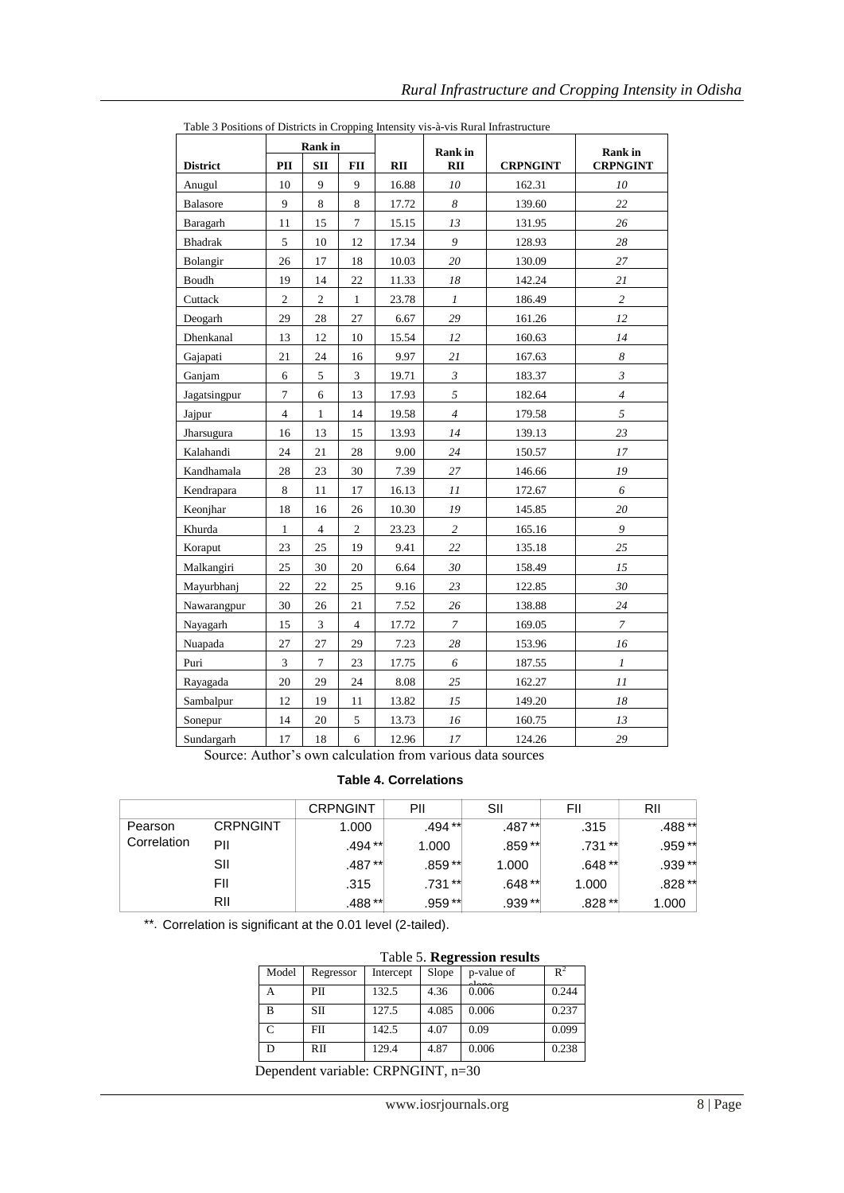Table 3 Positions of Districts in Cropping Intensity vis-à-vis Rural Infrastructure

| District | Rank in PII | Rank in SII | Rank in FII | RII | Rank in RII | CRPNGINT | Rank in CRPNGINT |
|---|---|---|---|---|---|---|---|
| Anugul | 10 | 9 | 9 | 16.88 | *10* | 162.31 | *10* |
| Balasore | 9 | 8 | 8 | 17.72 | *8* | 139.60 | *22* |
| Baragarh | 11 | 15 | 7 | 15.15 | *13* | 131.95 | *26* |
| Bhadrak | 5 | 10 | 12 | 17.34 | *9* | 128.93 | *28* |
| Bolangir | 26 | 17 | 18 | 10.03 | *20* | 130.09 | *27* |
| Boudh | 19 | 14 | 22 | 11.33 | *18* | 142.24 | *21* |
| Cuttack | 2 | 2 | 1 | 23.78 | *1* | 186.49 | *2* |
| Deogarh | 29 | 28 | 27 | 6.67 | *29* | 161.26 | *12* |
| Dhenkanal | 13 | 12 | 10 | 15.54 | *12* | 160.63 | *14* |
| Gajapati | 21 | 24 | 16 | 9.97 | *21* | 167.63 | *8* |
| Ganjam | 6 | 5 | 3 | 19.71 | *3* | 183.37 | *3* |
| Jagatsingpur | 7 | 6 | 13 | 17.93 | *5* | 182.64 | *4* |
| Jajpur | 4 | 1 | 14 | 19.58 | *4* | 179.58 | *5* |
| Jharsugura | 16 | 13 | 15 | 13.93 | *14* | 139.13 | *23* |
| Kalahandi | 24 | 21 | 28 | 9.00 | *24* | 150.57 | *17* |
| Kandhamala | 28 | 23 | 30 | 7.39 | *27* | 146.66 | *19* |
| Kendrapara | 8 | 11 | 17 | 16.13 | *11* | 172.67 | *6* |
| Keonjhar | 18 | 16 | 26 | 10.30 | *19* | 145.85 | *20* |
| Khurda | 1 | 4 | 2 | 23.23 | *2* | 165.16 | *9* |
| Koraput | 23 | 25 | 19 | 9.41 | *22* | 135.18 | *25* |
| Malkangiri | 25 | 30 | 20 | 6.64 | *30* | 158.49 | *15* |
| Mayurbhanj | 22 | 22 | 25 | 9.16 | *23* | 122.85 | *30* |
| Nawarangpur | 30 | 26 | 21 | 7.52 | *26* | 138.88 | *24* |
| Nayagarh | 15 | 3 | 4 | 17.72 | *7* | 169.05 | *7* |
| Nuapada | 27 | 27 | 29 | 7.23 | *28* | 153.96 | *16* |
| Puri | 3 | 7 | 23 | 17.75 | *6* | 187.55 | *1* |
| Rayagada | 20 | 29 | 24 | 8.08 | *25* | 162.27 | *11* |
| Sambalpur | 12 | 19 | 11 | 13.82 | *15* | 149.20 | *18* |
| Sonepur | 14 | 20 | 5 | 13.73 | *16* | 160.75 | *13* |
| Sundargarh | 17 | 18 | 6 | 12.96 | *17* | 124.26 | *29* |

Source: Author's own calculation from various data sources

**Table 4. Correlations**

| | | CRPNGINT | PII | SII | FII | RII |
|---|---|---|---|---|---|---|
| Pearson Correlation | CRPNGINT | 1.000 | .494** | .487** | .315 | .488** |
| | PII | .494** | 1.000 | .859** | .731** | .959** |
| | SII | .487** | .859** | 1.000 | .648** | .939** |
| | FII | .315 | .731** | .648** | 1.000 | .828** |
| | RII | .488** | .959** | .939** | .828** | 1.000 |

**. Correlation is significant at the 0.01 level (2-tailed).

Table 5. **Regression results**

| Model | Regressor | Intercept | Slope | p-value of slope | $R^2$ |
|---|---|---|---|---|---|
| A | PII | 132.5 | 4.36 | 0.006 | 0.244 |
| B | SII | 127.5 | 4.085 | 0.006 | 0.237 |
| C | FII | 142.5 | 4.07 | 0.09 | 0.099 |
| D | RII | 129.4 | 4.87 | 0.006 | 0.238 |

Dependent variable: CRPNGINT, n=30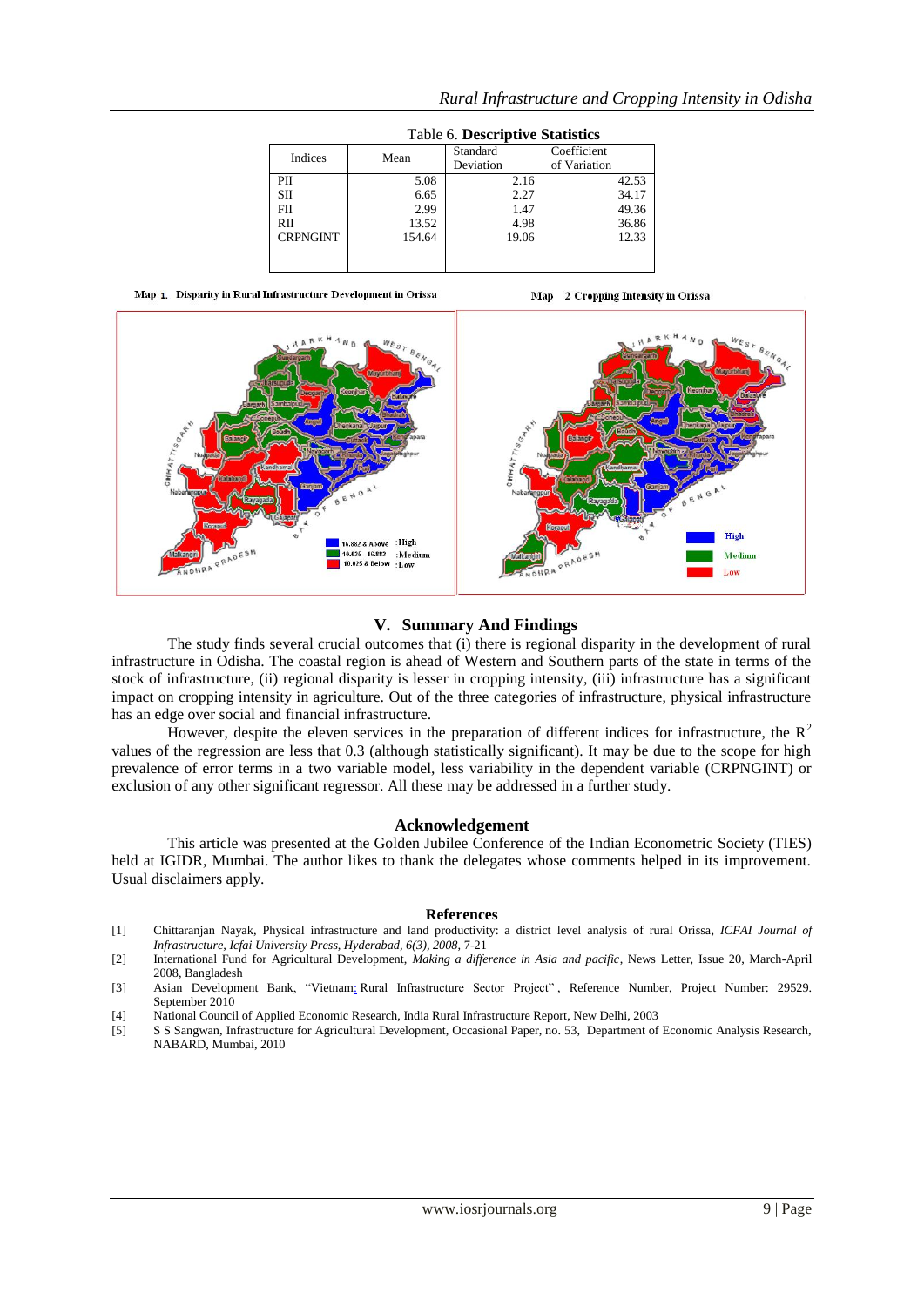Table 6. **Descriptive Statistics**

| Indices | Mean | Standard Deviation | Coefficient of Variation |
|---|---|---|---|
| PII | 5.08 | 2.16 | 42.53 |
| SII | 6.65 | 2.27 | 34.17 |
| FII | 2.99 | 1.47 | 49.36 |
| RII | 13.52 | 4.98 | 36.86 |
| CRPNGINT | 154.64 | 19.06 | 12.33 |

Map 1. Disparity in Rural Infrastructure Development in Orissa

16.882 & Above : High
10.025 - 16.882 : Medium
10.025 & Below : Low

Map 2 Cropping Intensity in Orissa

High
Medium
Low

## V. Summary And Findings

The study finds several crucial outcomes that (i) there is regional disparity in the development of rural infrastructure in Odisha. The coastal region is ahead of Western and Southern parts of the state in terms of the stock of infrastructure, (ii) regional disparity is lesser in cropping intensity, (iii) infrastructure has a significant impact on cropping intensity in agriculture. Out of the three categories of infrastructure, physical infrastructure has an edge over social and financial infrastructure.

However, despite the eleven services in the preparation of different indices for infrastructure, the $R^2$ values of the regression are less that 0.3 (although statistically significant). It may be due to the scope for high prevalence of error terms in a two variable model, less variability in the dependent variable (CRPNGINT) or exclusion of any other significant regressor. All these may be addressed in a further study.

## Acknowledgement

This article was presented at the Golden Jubilee Conference of the Indian Econometric Society (TIES) held at IGIDR, Mumbai. The author likes to thank the delegates whose comments helped in its improvement. Usual disclaimers apply.

## References

[1] Chittaranjan Nayak, Physical infrastructure and land productivity: a district level analysis of rural Orissa, *ICFAI Journal of Infrastructure, Icfai University Press, Hyderabad, 6(3), 2008,* 7-21

[2] International Fund for Agricultural Development, *Making a difference in Asia and pacific*, News Letter, Issue 20, March-April 2008, Bangladesh

[3] Asian Development Bank, "Vietnam: Rural Infrastructure Sector Project", Reference Number, Project Number: 29529. September 2010

[4] National Council of Applied Economic Research, India Rural Infrastructure Report, New Delhi, 2003

[5] S S Sangwan, Infrastructure for Agricultural Development, Occasional Paper, no. 53, Department of Economic Analysis Research, NABARD, Mumbai, 2010